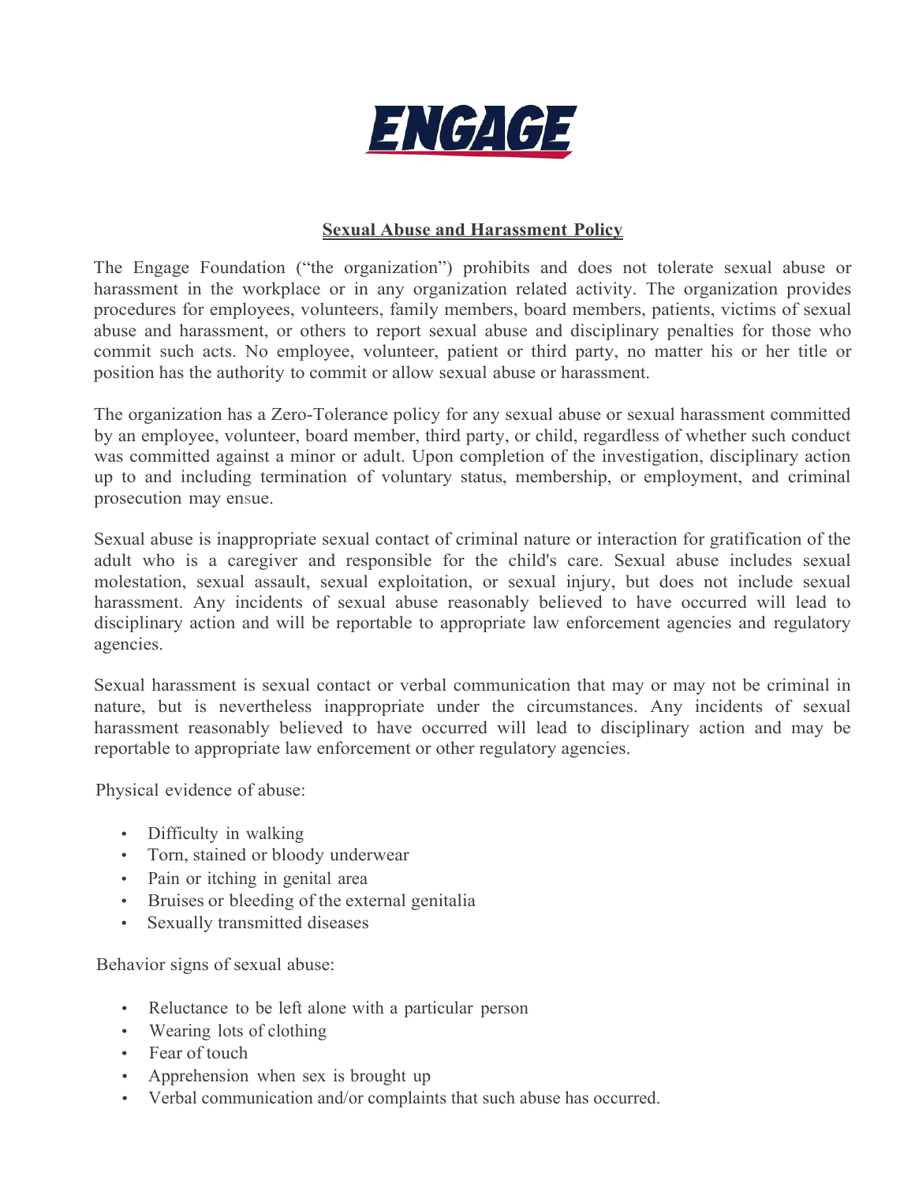# ENGAGE

## Sexual Abuse and Harassment Policy

The Engage Foundation ("the organization") prohibits and does not tolerate sexual abuse or harassment in the workplace or in any organization related activity. The organization provides procedures for employees, volunteers, family members, board members, patients, victims of sexual abuse and harassment, or others to report sexual abuse and disciplinary penalties for those who commit such acts. No employee, volunteer, patient or third party, no matter his or her title or position has the authority to commit or allow sexual abuse or harassment.

The organization has a Zero-Tolerance policy for any sexual abuse or sexual harassment committed by an employee, volunteer, board member, third party, or child, regardless of whether such conduct was committed against a minor or adult. Upon completion of the investigation, disciplinary action up to and including termination of voluntary status, membership, or employment, and criminal prosecution may ensue.

Sexual abuse is inappropriate sexual contact of criminal nature or interaction for gratification of the adult who is a caregiver and responsible for the child's care. Sexual abuse includes sexual molestation, sexual assault, sexual exploitation, or sexual injury, but does not include sexual harassment. Any incidents of sexual abuse reasonably believed to have occurred will lead to disciplinary action and will be reportable to appropriate law enforcement agencies and regulatory agencies.

Sexual harassment is sexual contact or verbal communication that may or may not be criminal in nature, but is nevertheless inappropriate under the circumstances. Any incidents of sexual harassment reasonably believed to have occurred will lead to disciplinary action and may be reportable to appropriate law enforcement or other regulatory agencies.

Physical evidence of abuse:

- Difficulty in walking
- Torn, stained or bloody underwear
- Pain or itching in genital area
- Bruises or bleeding of the external genitalia
- Sexually transmitted diseases

Behavior signs of sexual abuse:

- Reluctance to be left alone with a particular person
- Wearing lots of clothing
- Fear of touch
- Apprehension when sex is brought up
- Verbal communication and/or complaints that such abuse has occurred.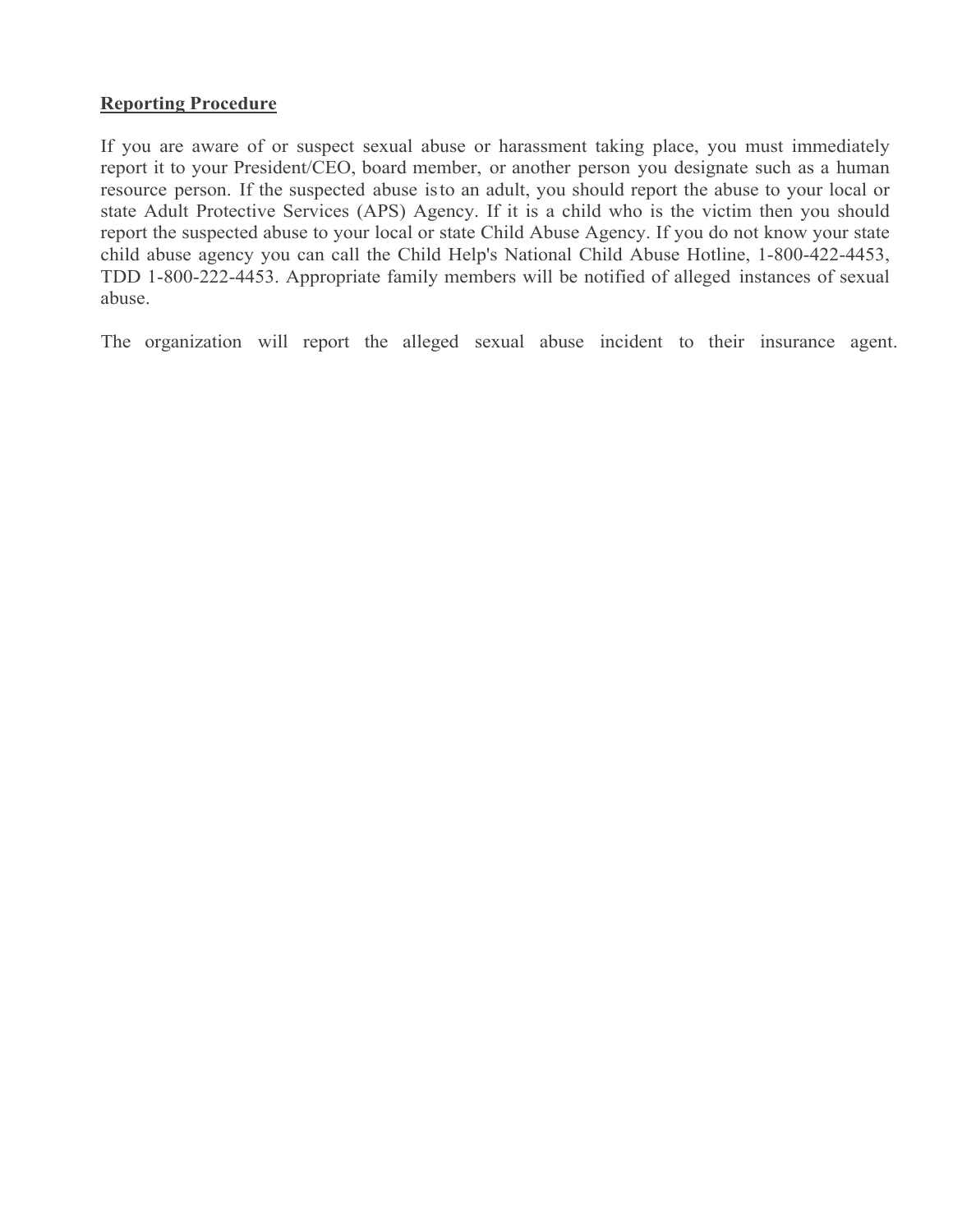**Reporting Procedure**

If you are aware of or suspect sexual abuse or harassment taking place, you must immediately report it to your President/CEO, board member, or another person you designate such as a human resource person. If the suspected abuse isto an adult, you should report the abuse to your local or state Adult Protective Services (APS) Agency. If it is a child who is the victim then you should report the suspected abuse to your local or state Child Abuse Agency. If you do not know your state child abuse agency you can call the Child Help's National Child Abuse Hotline, 1-800-422-4453, TDD 1-800-222-4453. Appropriate family members will be notified of alleged instances of sexual abuse.

The organization will report the alleged sexual abuse incident to their insurance agent.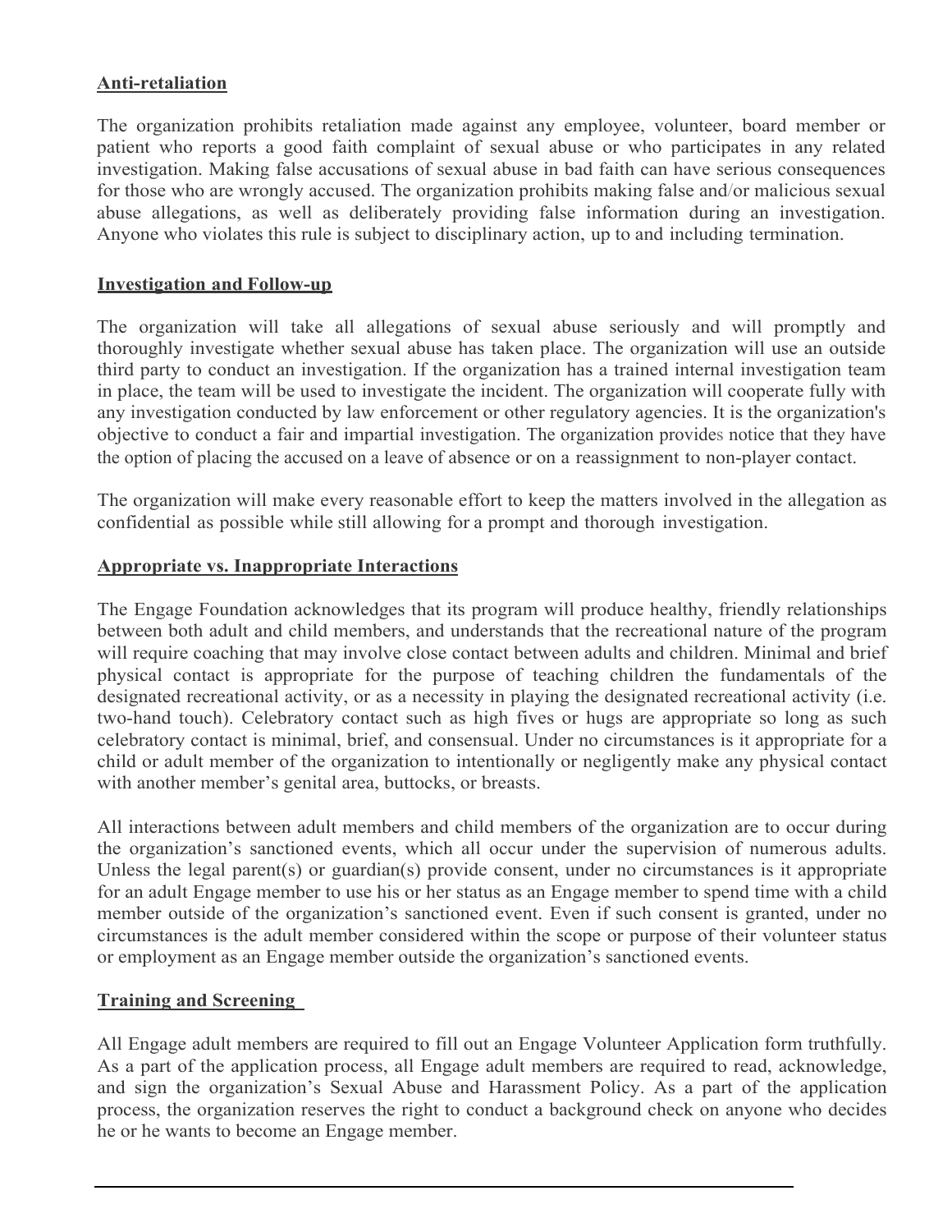**Anti-retaliation**

The organization prohibits retaliation made against any employee, volunteer, board member or patient who reports a good faith complaint of sexual abuse or who participates in any related investigation. Making false accusations of sexual abuse in bad faith can have serious consequences for those who are wrongly accused. The organization prohibits making false and/or malicious sexual abuse allegations, as well as deliberately providing false information during an investigation. Anyone who violates this rule is subject to disciplinary action, up to and including termination.

**Investigation and Follow-up**

The organization will take all allegations of sexual abuse seriously and will promptly and thoroughly investigate whether sexual abuse has taken place. The organization will use an outside third party to conduct an investigation. If the organization has a trained internal investigation team in place, the team will be used to investigate the incident. The organization will cooperate fully with any investigation conducted by law enforcement or other regulatory agencies. It is the organization's objective to conduct a fair and impartial investigation. The organization provides notice that they have the option of placing the accused on a leave of absence or on a reassignment to non-player contact.

The organization will make every reasonable effort to keep the matters involved in the allegation as confidential as possible while still allowing for a prompt and thorough investigation.

**Appropriate vs. Inappropriate Interactions**

The Engage Foundation acknowledges that its program will produce healthy, friendly relationships between both adult and child members, and understands that the recreational nature of the program will require coaching that may involve close contact between adults and children. Minimal and brief physical contact is appropriate for the purpose of teaching children the fundamentals of the designated recreational activity, or as a necessity in playing the designated recreational activity (i.e. two-hand touch). Celebratory contact such as high fives or hugs are appropriate so long as such celebratory contact is minimal, brief, and consensual. Under no circumstances is it appropriate for a child or adult member of the organization to intentionally or negligently make any physical contact with another member's genital area, buttocks, or breasts.

All interactions between adult members and child members of the organization are to occur during the organization's sanctioned events, which all occur under the supervision of numerous adults. Unless the legal parent(s) or guardian(s) provide consent, under no circumstances is it appropriate for an adult Engage member to use his or her status as an Engage member to spend time with a child member outside of the organization's sanctioned event. Even if such consent is granted, under no circumstances is the adult member considered within the scope or purpose of their volunteer status or employment as an Engage member outside the organization's sanctioned events.

**Training and Screening**

All Engage adult members are required to fill out an Engage Volunteer Application form truthfully. As a part of the application process, all Engage adult members are required to read, acknowledge, and sign the organization's Sexual Abuse and Harassment Policy. As a part of the application process, the organization reserves the right to conduct a background check on anyone who decides he or he wants to become an Engage member.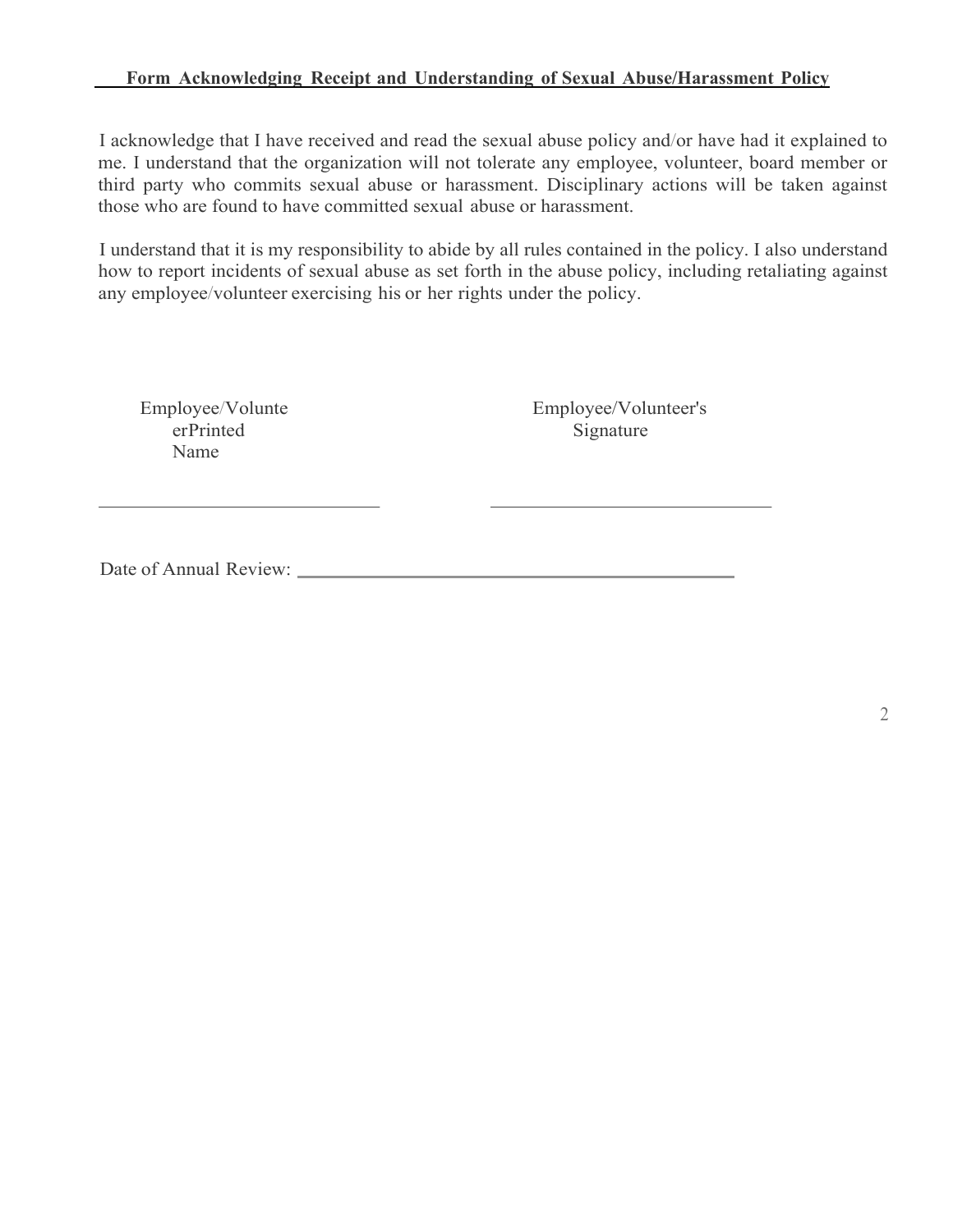**Form Acknowledging Receipt and Understanding of Sexual Abuse/Harassment Policy**

I acknowledge that I have received and read the sexual abuse policy and/or have had it explained to me. I understand that the organization will not tolerate any employee, volunteer, board member or third party who commits sexual abuse or harassment. Disciplinary actions will be taken against those who are found to have committed sexual abuse or harassment.

I understand that it is my responsibility to abide by all rules contained in the policy. I also understand how to report incidents of sexual abuse as set forth in the abuse policy, including retaliating against any employee/volunteer exercising his or her rights under the policy.

| Employee/Volunteer Printed Name | Employee/Volunteer's Signature |
| --- | --- |
| ______________________________ | ______________________________ |

Date of Annual Review: ______________________________________________